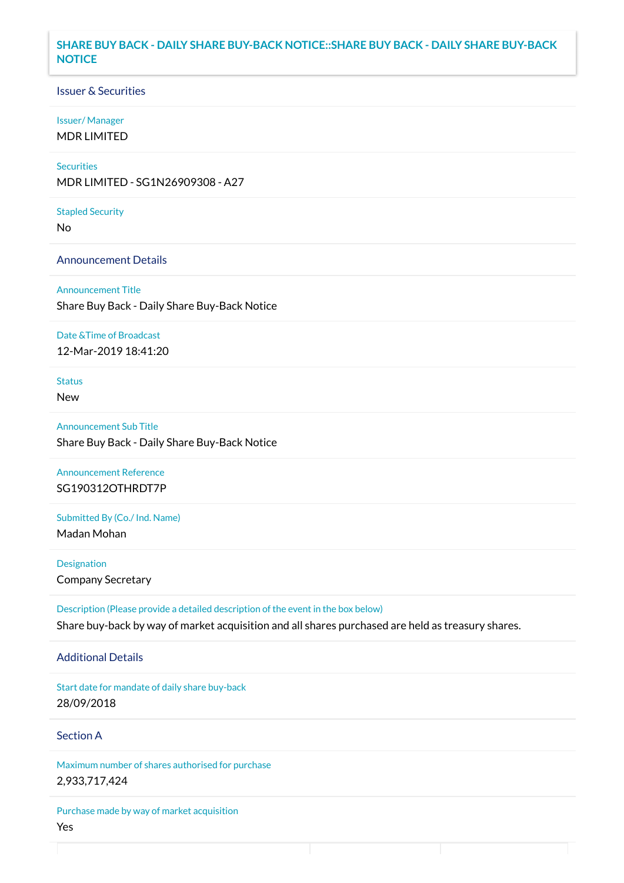# SHARE BUY BACK - DAILY SHARE BUY-BACK NOTICE::SHARE BUY BACK - DAILY SHARE BUY-BACK NOTICE

## Issuer & Securities

**Issuer/ Manager**

MDR LIMITED

**Securities**

MDR LIMITED - SG1N26909308 - A27

**Stapled Security**

No

## Announcement Details

**Announcement Title**

Share Buy Back - Daily Share Buy-Back Notice

**Date &Time of Broadcast**

12-Mar-2019 18:41:20

**Status**

New

**Announcement Sub Title**

Share Buy Back - Daily Share Buy-Back Notice

**Announcement Reference**

SG190312OTHRDT7P

**Submitted By (Co./ Ind. Name)**

Madan Mohan

**Designation**

Company Secretary

**Description (Please provide a detailed description of the event in the box below)**

Share buy-back by way of market acquisition and all shares purchased are held as treasury shares.

## Additional Details

**Start date for mandate of daily share buy-back**

28/09/2018

## Section A

**Maximum number of shares authorised for purchase**

2,933,717,424

**Purchase made by way of market acquisition**

Yes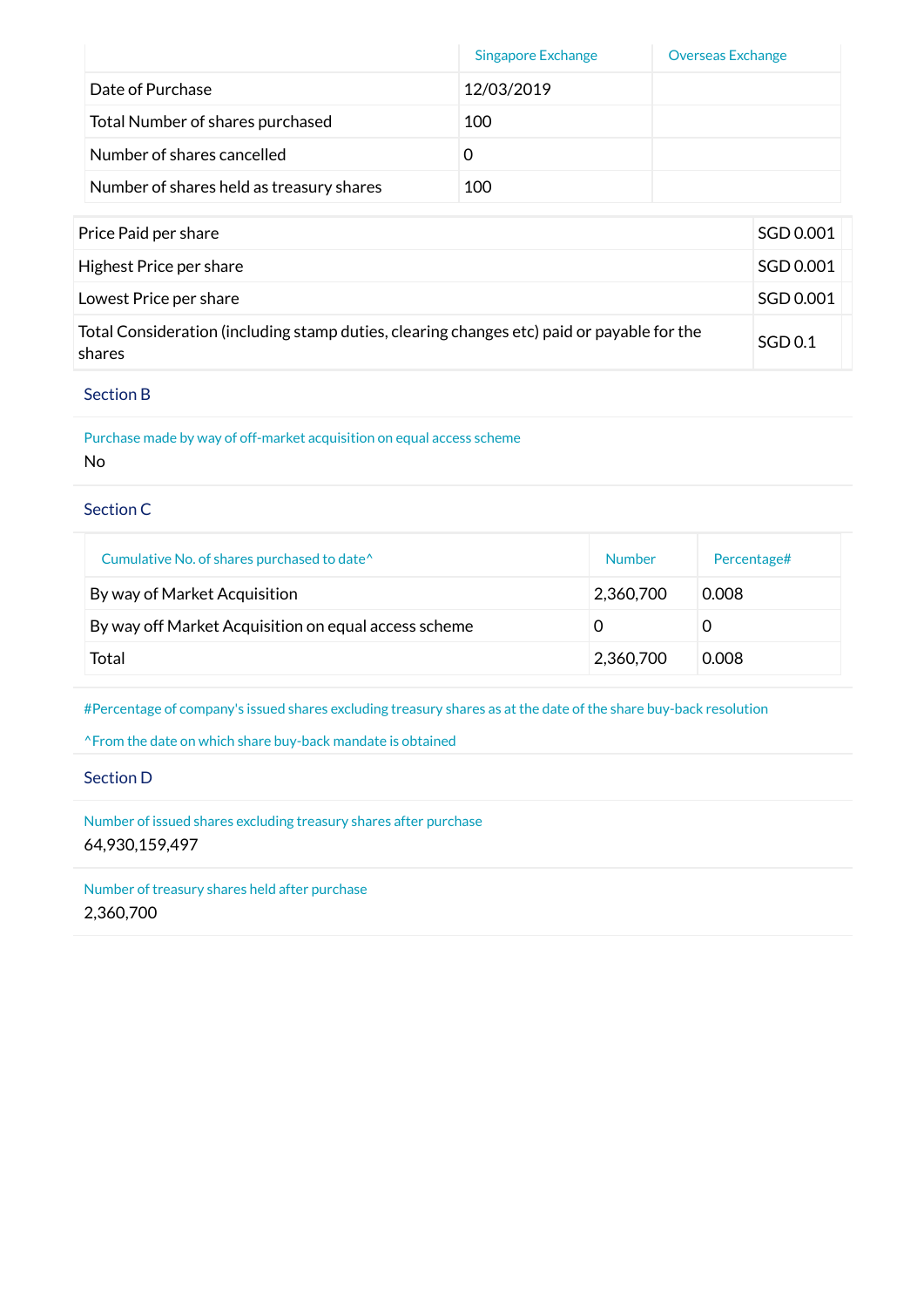| | Singapore Exchange | Overseas Exchange |
|---|---|---|
| Date of Purchase | 12/03/2019 | |
| Total Number of shares purchased | 100 | |
| Number of shares cancelled | 0 | |
| Number of shares held as treasury shares | 100 | |

| | |
|---|---|
| Price Paid per share | SGD 0.001 |
| Highest Price per share | SGD 0.001 |
| Lowest Price per share | SGD 0.001 |
| Total Consideration (including stamp duties, clearing changes etc) paid or payable for the shares | SGD 0.1 |

## Section B

Purchase made by way of off-market acquisition on equal access scheme

No

## Section C

| Cumulative No. of shares purchased to date^ | Number | Percentage# |
|---|---|---|
| By way of Market Acquisition | 2,360,700 | 0.008 |
| By way off Market Acquisition on equal access scheme | 0 | 0 |
| Total | 2,360,700 | 0.008 |

#Percentage of company's issued shares excluding treasury shares as at the date of the share buy-back resolution

^From the date on which share buy-back mandate is obtained

## Section D

Number of issued shares excluding treasury shares after purchase

64,930,159,497

Number of treasury shares held after purchase

2,360,700